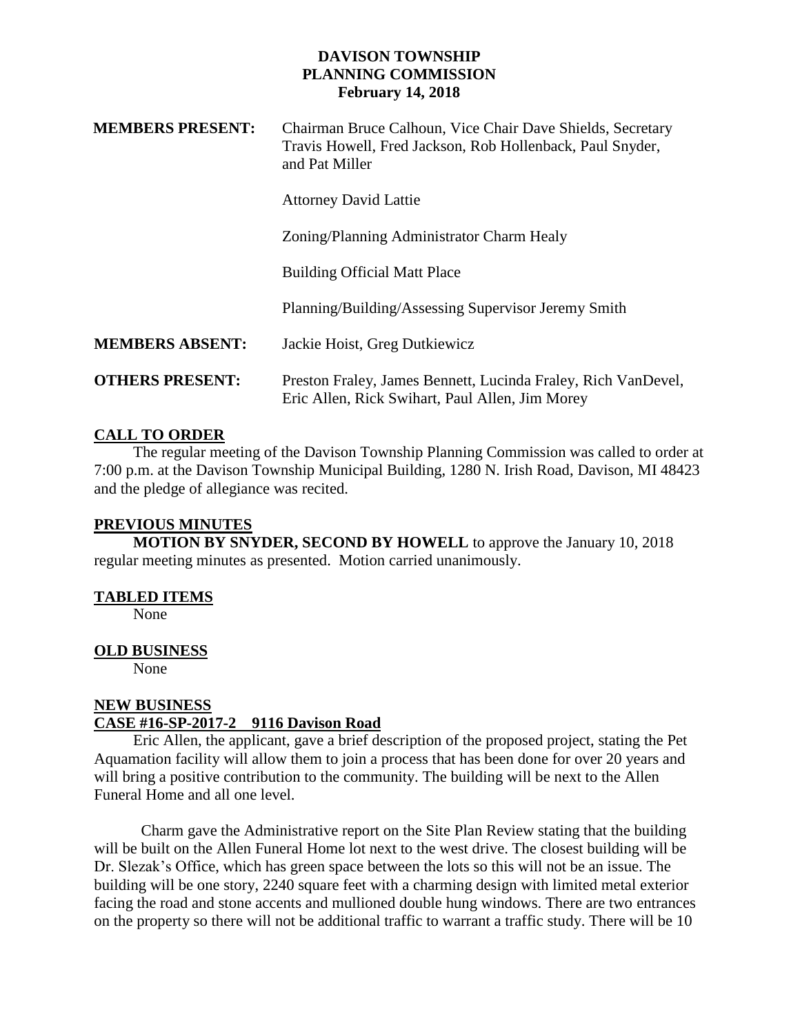# DAVISON TOWNSHIP
## PLANNING COMMISSION
### February 14, 2018

| | |
|---|---|
| **MEMBERS PRESENT:** | Chairman Bruce Calhoun, Vice Chair Dave Shields, Secretary Travis Howell, Fred Jackson, Rob Hollenback, Paul Snyder, and Pat Miller |
| | Attorney David Lattie |
| | Zoning/Planning Administrator Charm Healy |
| | Building Official Matt Place |
| | Planning/Building/Assessing Supervisor Jeremy Smith |
| **MEMBERS ABSENT:** | Jackie Hoist, Greg Dutkiewicz |
| **OTHERS PRESENT:** | Preston Fraley, James Bennett, Lucinda Fraley, Rich VanDevel, Eric Allen, Rick Swihart, Paul Allen, Jim Morey |

**CALL TO ORDER**

The regular meeting of the Davison Township Planning Commission was called to order at 7:00 p.m. at the Davison Township Municipal Building, 1280 N. Irish Road, Davison, MI 48423 and the pledge of allegiance was recited.

**PREVIOUS MINUTES**

**MOTION BY SNYDER, SECOND BY HOWELL** to approve the January 10, 2018 regular meeting minutes as presented. Motion carried unanimously.

**TABLED ITEMS**

None

**OLD BUSINESS**

None

**NEW BUSINESS**

**CASE #16-SP-2017-2 9116 Davison Road**

Eric Allen, the applicant, gave a brief description of the proposed project, stating the Pet Aquamation facility will allow them to join a process that has been done for over 20 years and will bring a positive contribution to the community. The building will be next to the Allen Funeral Home and all one level.

Charm gave the Administrative report on the Site Plan Review stating that the building will be built on the Allen Funeral Home lot next to the west drive. The closest building will be Dr. Slezak's Office, which has green space between the lots so this will not be an issue. The building will be one story, 2240 square feet with a charming design with limited metal exterior facing the road and stone accents and mullioned double hung windows. There are two entrances on the property so there will not be additional traffic to warrant a traffic study. There will be 10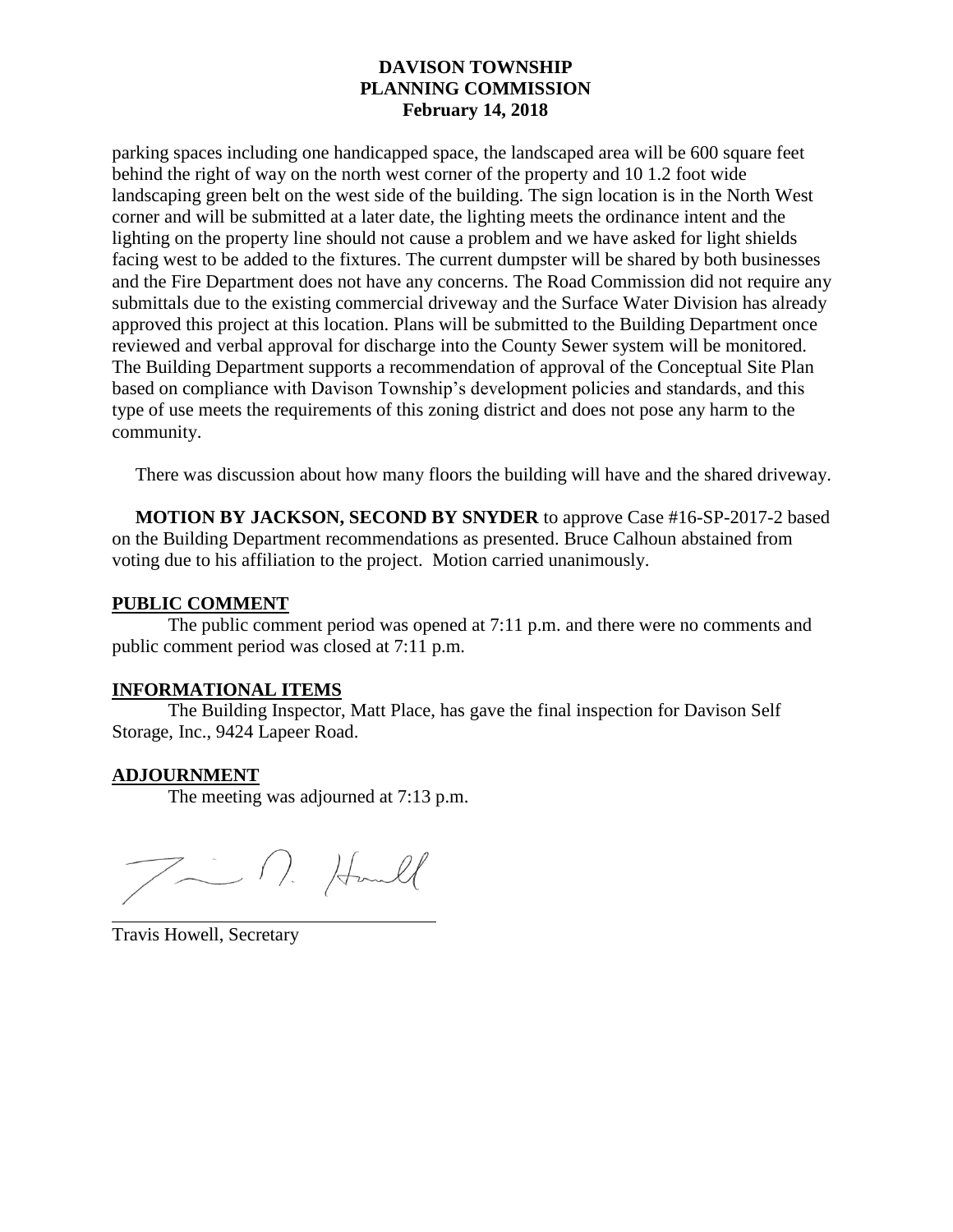parking spaces including one handicapped space, the landscaped area will be 600 square feet behind the right of way on the north west corner of the property and 10 1.2 foot wide landscaping green belt on the west side of the building. The sign location is in the North West corner and will be submitted at a later date, the lighting meets the ordinance intent and the lighting on the property line should not cause a problem and we have asked for light shields facing west to be added to the fixtures. The current dumpster will be shared by both businesses and the Fire Department does not have any concerns. The Road Commission did not require any submittals due to the existing commercial driveway and the Surface Water Division has already approved this project at this location. Plans will be submitted to the Building Department once reviewed and verbal approval for discharge into the County Sewer system will be monitored. The Building Department supports a recommendation of approval of the Conceptual Site Plan based on compliance with Davison Township's development policies and standards, and this type of use meets the requirements of this zoning district and does not pose any harm to the community.

There was discussion about how many floors the building will have and the shared driveway.

**MOTION BY JACKSON, SECOND BY SNYDER** to approve Case #16-SP-2017-2 based on the Building Department recommendations as presented. Bruce Calhoun abstained from voting due to his affiliation to the project. Motion carried unanimously.

## PUBLIC COMMENT

The public comment period was opened at 7:11 p.m. and there were no comments and public comment period was closed at 7:11 p.m.

## INFORMATIONAL ITEMS

The Building Inspector, Matt Place, has gave the final inspection for Davison Self Storage, Inc., 9424 Lapeer Road.

## ADJOURNMENT

The meeting was adjourned at 7:13 p.m.

Travis Howell, Secretary